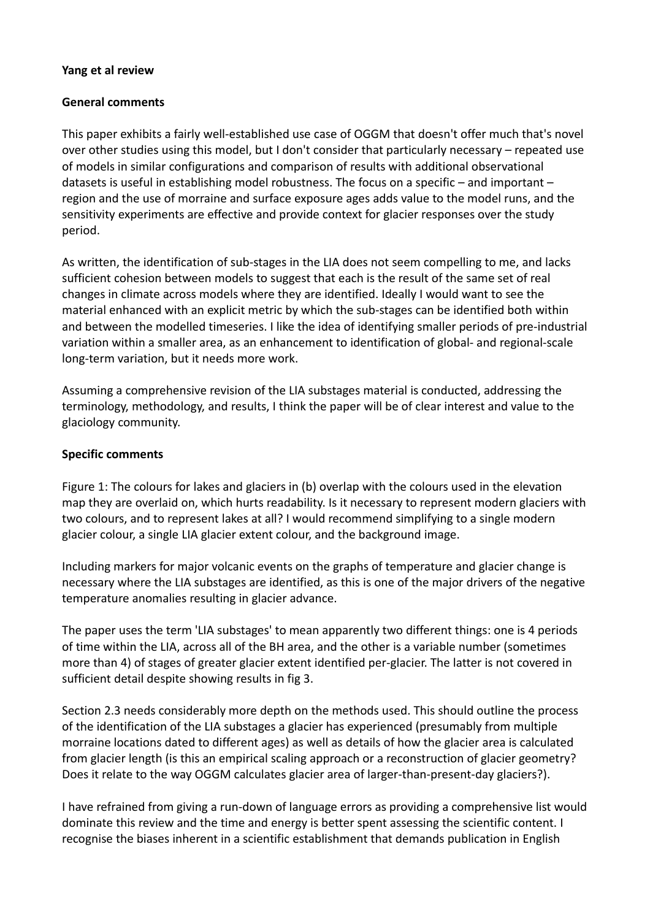**Yang et al review**

**General comments**

This paper exhibits a fairly well-established use case of OGGM that doesn't offer much that's novel over other studies using this model, but I don't consider that particularly necessary – repeated use of models in similar configurations and comparison of results with additional observational datasets is useful in establishing model robustness. The focus on a specific – and important – region and the use of morraine and surface exposure ages adds value to the model runs, and the sensitivity experiments are effective and provide context for glacier responses over the study period.

As written, the identification of sub-stages in the LIA does not seem compelling to me, and lacks sufficient cohesion between models to suggest that each is the result of the same set of real changes in climate across models where they are identified. Ideally I would want to see the material enhanced with an explicit metric by which the sub-stages can be identified both within and between the modelled timeseries. I like the idea of identifying smaller periods of pre-industrial variation within a smaller area, as an enhancement to identification of global- and regional-scale long-term variation, but it needs more work.

Assuming a comprehensive revision of the LIA substages material is conducted, addressing the terminology, methodology, and results, I think the paper will be of clear interest and value to the glaciology community.

**Specific comments**

Figure 1: The colours for lakes and glaciers in (b) overlap with the colours used in the elevation map they are overlaid on, which hurts readability. Is it necessary to represent modern glaciers with two colours, and to represent lakes at all? I would recommend simplifying to a single modern glacier colour, a single LIA glacier extent colour, and the background image.

Including markers for major volcanic events on the graphs of temperature and glacier change is necessary where the LIA substages are identified, as this is one of the major drivers of the negative temperature anomalies resulting in glacier advance.

The paper uses the term 'LIA substages' to mean apparently two different things: one is 4 periods of time within the LIA, across all of the BH area, and the other is a variable number (sometimes more than 4) of stages of greater glacier extent identified per-glacier. The latter is not covered in sufficient detail despite showing results in fig 3.

Section 2.3 needs considerably more depth on the methods used. This should outline the process of the identification of the LIA substages a glacier has experienced (presumably from multiple morraine locations dated to different ages) as well as details of how the glacier area is calculated from glacier length (is this an empirical scaling approach or a reconstruction of glacier geometry? Does it relate to the way OGGM calculates glacier area of larger-than-present-day glaciers?).

I have refrained from giving a run-down of language errors as providing a comprehensive list would dominate this review and the time and energy is better spent assessing the scientific content. I recognise the biases inherent in a scientific establishment that demands publication in English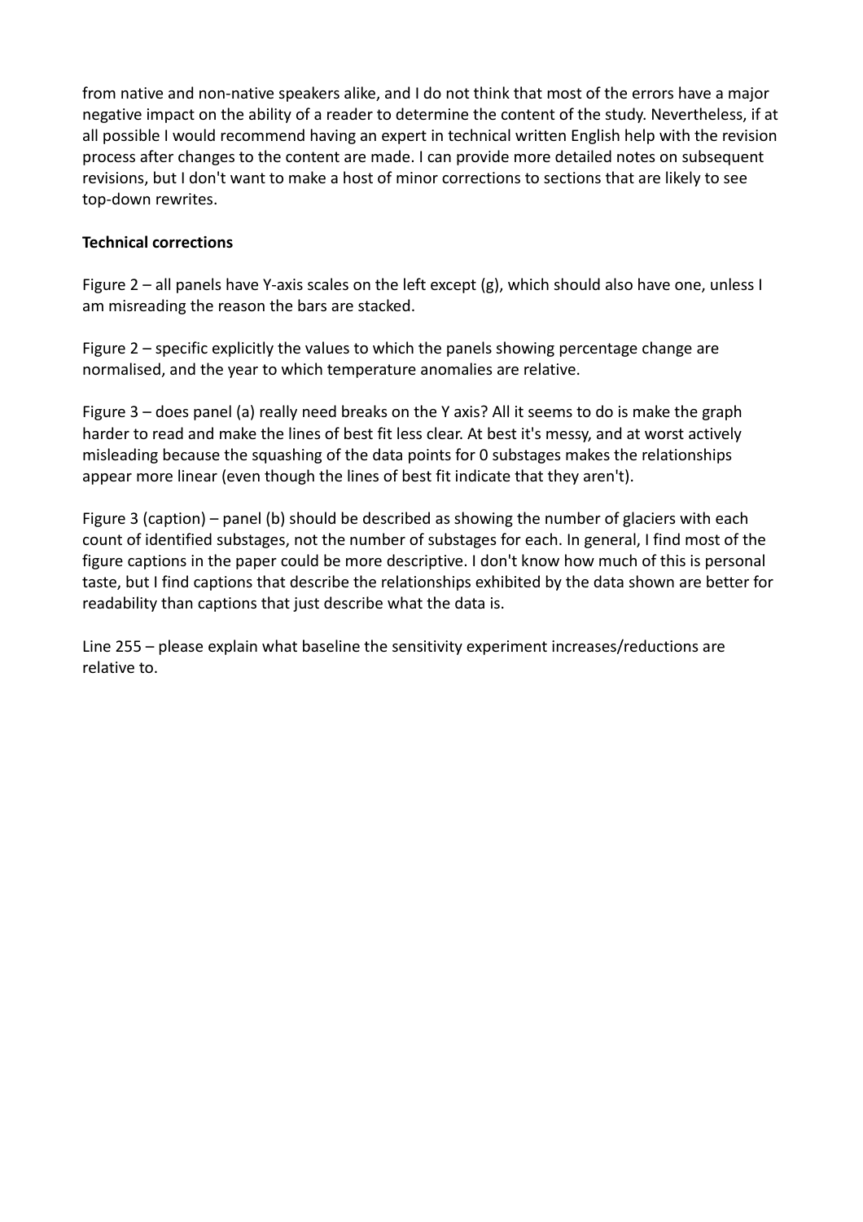from native and non-native speakers alike, and I do not think that most of the errors have a major negative impact on the ability of a reader to determine the content of the study. Nevertheless, if at all possible I would recommend having an expert in technical written English help with the revision process after changes to the content are made. I can provide more detailed notes on subsequent revisions, but I don't want to make a host of minor corrections to sections that are likely to see top-down rewrites.

**Technical corrections**

Figure 2 – all panels have Y-axis scales on the left except (g), which should also have one, unless I am misreading the reason the bars are stacked.

Figure 2 – specific explicitly the values to which the panels showing percentage change are normalised, and the year to which temperature anomalies are relative.

Figure 3 – does panel (a) really need breaks on the Y axis? All it seems to do is make the graph harder to read and make the lines of best fit less clear. At best it's messy, and at worst actively misleading because the squashing of the data points for 0 substages makes the relationships appear more linear (even though the lines of best fit indicate that they aren't).

Figure 3 (caption) – panel (b) should be described as showing the number of glaciers with each count of identified substages, not the number of substages for each. In general, I find most of the figure captions in the paper could be more descriptive. I don't know how much of this is personal taste, but I find captions that describe the relationships exhibited by the data shown are better for readability than captions that just describe what the data is.

Line 255 – please explain what baseline the sensitivity experiment increases/reductions are relative to.